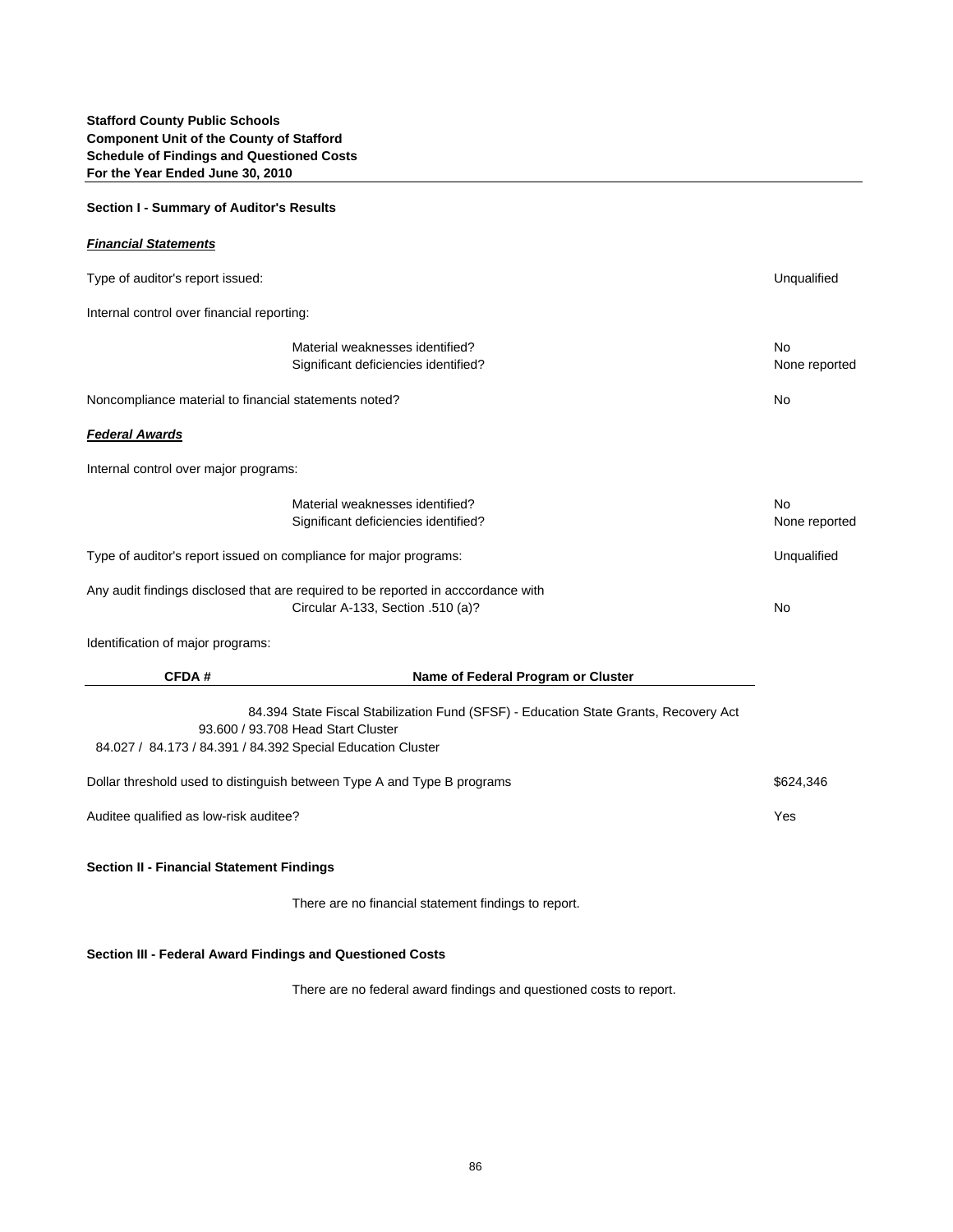**Stafford County Public Schools**
**Component Unit of the County of Stafford**
**Schedule of Findings and Questioned Costs**
**For the Year Ended June 30, 2010**

## Section I - Summary of Auditor's Results

***Financial Statements***

| | |
|---|---|
| Type of auditor's report issued: | Unqualified |
| Internal control over financial reporting: | |
| Material weaknesses identified? | No |
| Significant deficiencies identified? | None reported |
| Noncompliance material to financial statements noted? | No |

***Federal Awards***

| | |
|---|---|
| Internal control over major programs: | |
| Material weaknesses identified? | No |
| Significant deficiencies identified? | None reported |
| Type of auditor's report issued on compliance for major programs: | Unqualified |
| Any audit findings disclosed that are required to be reported in acccordance with Circular A-133, Section .510 (a)? | No |

Identification of major programs:

| CFDA # | Name of Federal Program or Cluster |
|---|---|
| 84.394 | State Fiscal Stabilization Fund (SFSF) - Education State Grants, Recovery Act |
| 93.600 / 93.708 | Head Start Cluster |
| 84.027 / 84.173 / 84.391 / 84.392 | Special Education Cluster |

| | |
|---|---|
| Dollar threshold used to distinguish between Type A and Type B programs | $624,346 |
| Auditee qualified as low-risk auditee? | Yes |

## Section II - Financial Statement Findings

There are no financial statement findings to report.

## Section III - Federal Award Findings and Questioned Costs

There are no federal award findings and questioned costs to report.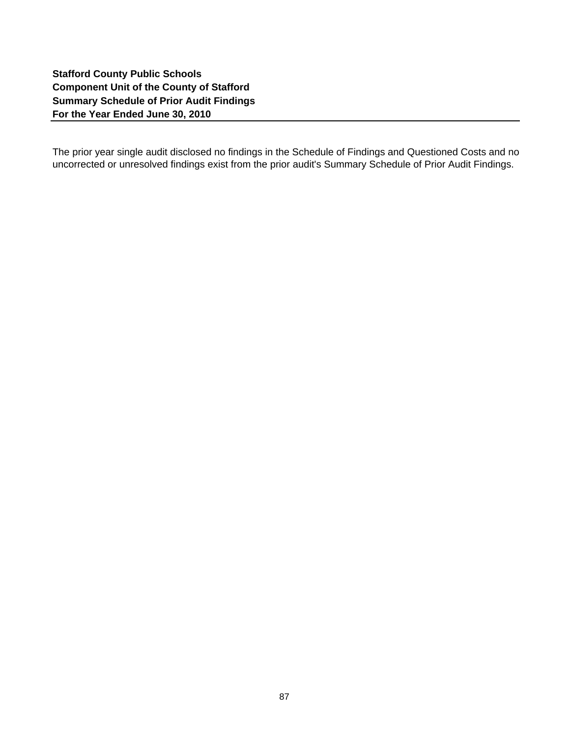**Stafford County Public Schools**
**Component Unit of the County of Stafford**
**Summary Schedule of Prior Audit Findings**
**For the Year Ended June 30, 2010**

The prior year single audit disclosed no findings in the Schedule of Findings and Questioned Costs and no uncorrected or unresolved findings exist from the prior audit's Summary Schedule of Prior Audit Findings.